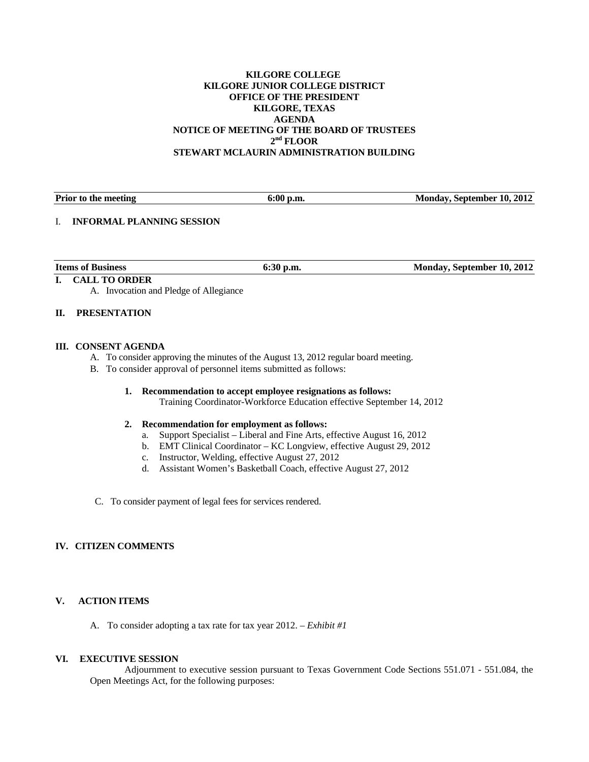**KILGORE COLLEGE**
**KILGORE JUNIOR COLLEGE DISTRICT**
**OFFICE OF THE PRESIDENT**
**KILGORE, TEXAS**
**AGENDA**
**NOTICE OF MEETING OF THE BOARD OF TRUSTEES**
**2nd FLOOR**
**STEWART MCLAURIN ADMINISTRATION BUILDING**

| **Prior to the meeting** | **6:00 p.m.** | **Monday, September 10, 2012** |
|---|---|---|

I. **INFORMAL PLANNING SESSION**

| **Items of Business** | **6:30 p.m.** | **Monday, September 10, 2012** |
|---|---|---|

## I. CALL TO ORDER

A. Invocation and Pledge of Allegiance

## II. PRESENTATION

## III. CONSENT AGENDA

A. To consider approving the minutes of the August 13, 2012 regular board meeting.

B. To consider approval of personnel items submitted as follows:

1. **Recommendation to accept employee resignations as follows:**
   Training Coordinator-Workforce Education effective September 14, 2012

2. **Recommendation for employment as follows:**
   a. Support Specialist – Liberal and Fine Arts, effective August 16, 2012
   b. EMT Clinical Coordinator – KC Longview, effective August 29, 2012
   c. Instructor, Welding, effective August 27, 2012
   d. Assistant Women's Basketball Coach, effective August 27, 2012

C. To consider payment of legal fees for services rendered.

## IV. CITIZEN COMMENTS

## V. ACTION ITEMS

A. To consider adopting a tax rate for tax year 2012. – *Exhibit #1*

## VI. EXECUTIVE SESSION

Adjournment to executive session pursuant to Texas Government Code Sections 551.071 - 551.084, the Open Meetings Act, for the following purposes: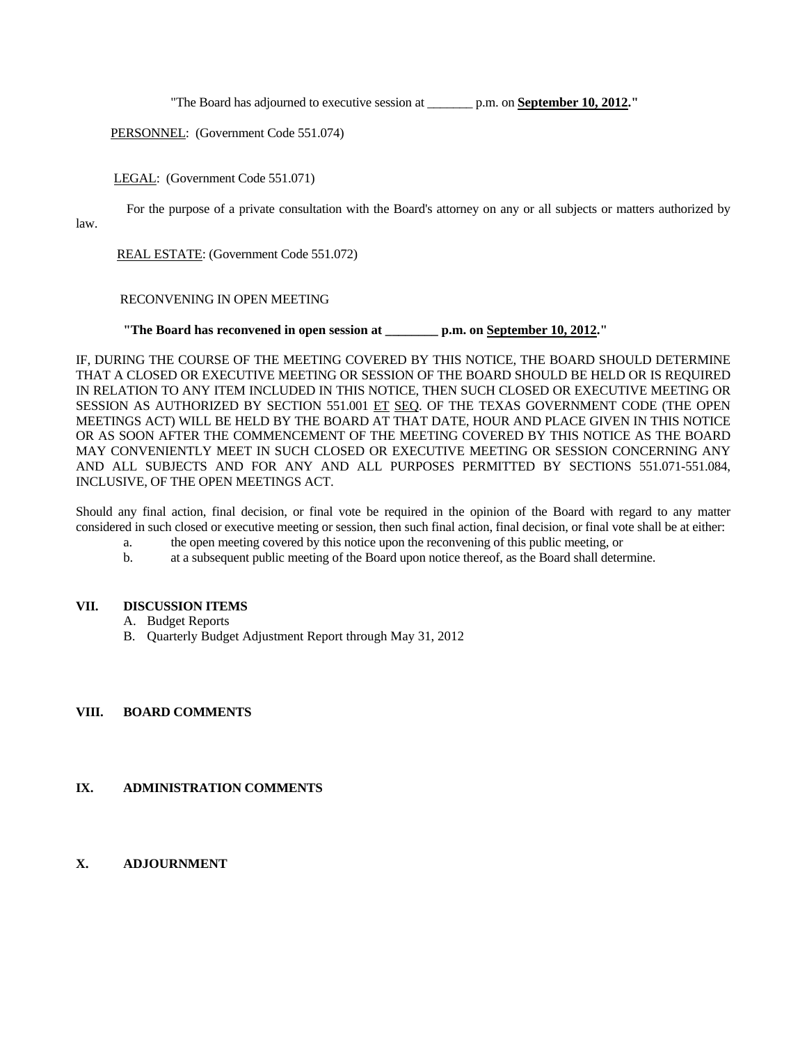"The Board has adjourned to executive session at _______ p.m. on **September 10, 2012."**

PERSONNEL: (Government Code 551.074)

LEGAL: (Government Code 551.071)

For the purpose of a private consultation with the Board's attorney on any or all subjects or matters authorized by law.

REAL ESTATE: (Government Code 551.072)

RECONVENING IN OPEN MEETING

**"The Board has reconvened in open session at ________ p.m. on September 10, 2012."**

IF, DURING THE COURSE OF THE MEETING COVERED BY THIS NOTICE, THE BOARD SHOULD DETERMINE THAT A CLOSED OR EXECUTIVE MEETING OR SESSION OF THE BOARD SHOULD BE HELD OR IS REQUIRED IN RELATION TO ANY ITEM INCLUDED IN THIS NOTICE, THEN SUCH CLOSED OR EXECUTIVE MEETING OR SESSION AS AUTHORIZED BY SECTION 551.001 ET SEQ. OF THE TEXAS GOVERNMENT CODE (THE OPEN MEETINGS ACT) WILL BE HELD BY THE BOARD AT THAT DATE, HOUR AND PLACE GIVEN IN THIS NOTICE OR AS SOON AFTER THE COMMENCEMENT OF THE MEETING COVERED BY THIS NOTICE AS THE BOARD MAY CONVENIENTLY MEET IN SUCH CLOSED OR EXECUTIVE MEETING OR SESSION CONCERNING ANY AND ALL SUBJECTS AND FOR ANY AND ALL PURPOSES PERMITTED BY SECTIONS 551.071-551.084, INCLUSIVE, OF THE OPEN MEETINGS ACT.

Should any final action, final decision, or final vote be required in the opinion of the Board with regard to any matter considered in such closed or executive meeting or session, then such final action, final decision, or final vote shall be at either:

a. the open meeting covered by this notice upon the reconvening of this public meeting, or
b. at a subsequent public meeting of the Board upon notice thereof, as the Board shall determine.

**VII. DISCUSSION ITEMS**

A. Budget Reports
B. Quarterly Budget Adjustment Report through May 31, 2012

**VIII. BOARD COMMENTS**

**IX. ADMINISTRATION COMMENTS**

**X. ADJOURNMENT**